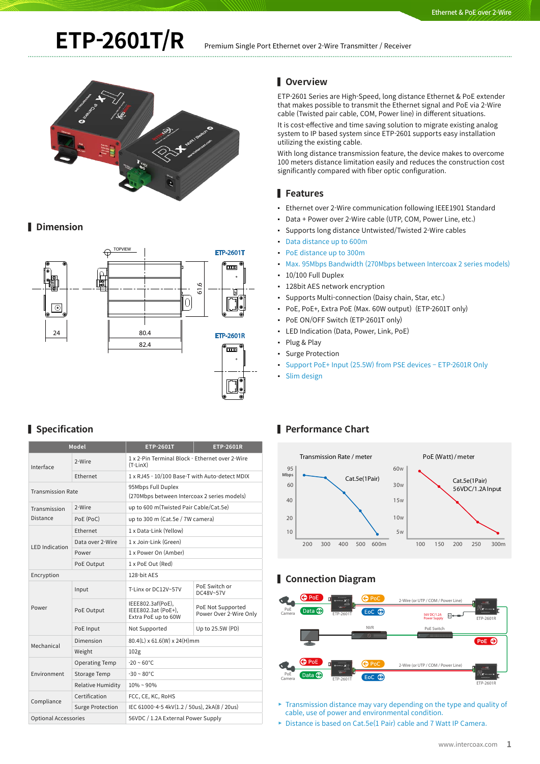# ETP-2601T/R

Premium Single Port Ethernet over 2-Wire Transmitter / Receiver

## Overview

ETP-2601 Series are High-Speed, long distance Ethernet & PoE extender that makes possible to transmit the Ethernet signal and PoE via 2-Wire cable (Twisted pair cable, COM, Power line) in different situations.

It is cost-effective and time saving solution to migrate existing analog system to IP based system since ETP-2601 supports easy installation utilizing the existing cable.

With long distance transmission feature, the device makes to overcome 100 meters distance limitation easily and reduces the construction cost significantly compared with fiber optic configuration.

## Features

- Ethernet over 2-Wire communication following IEEE1901 Standard
- Data + Power over 2-Wire cable (UTP, COM, Power Line, etc.)
- Supports long distance Untwisted/Twisted 2-Wire cables
- Data distance up to 600m
- PoE distance up to 300m
- Max. 95Mbps Bandwidth (270Mbps between Intercoax 2 series models)
- 10/100 Full Duplex
- 128bit AES network encryption
- Supports Multi-connection (Daisy chain, Star, etc.)
- PoE, PoE+, Extra PoE (Max. 60W output) (ETP-2601T only)
- PoE ON/OFF Switch (ETP-2601T only)
- LED Indication (Data, Power, Link, PoE)
- Plug & Play
- Surge Protection
- Support PoE+ Input (25.5W) from PSE devices – ETP-2601R Only
- Slim design

## Dimension

TOPVIEW

ETP-2601T

ETP-2601R

24 | 80.4 | 82.4 | 61.6

## Specification

| Model | | ETP-2601T | ETP-2601R |
|---|---|---|---|
| Interface | 2-Wire | 1 x 2-Pin Terminal Block - Ethernet over 2-Wire (T-LinX) | |
| | Ethernet | 1 x RJ45 - 10/100 Base-T with Auto-detect MDIX | |
| Transmission Rate | | 95Mbps Full Duplex (270Mbps between Intercoax 2 series models) | |
| Transmission Distance | 2-Wire | up to 600 m(Twisted Pair Cable/Cat.5e) | |
| | PoE (PoC) | up to 300 m (Cat.5e / 7W camera) | |
| LED Indication | Ethernet | 1 x Data-Link (Yellow) | |
| | Data over 2-Wire | 1 x Join-Link (Green) | |
| | Power | 1 x Power On (Amber) | |
| | PoE Output | 1 x PoE Out (Red) | |
| Encryption | | 128-bit AES | |
| Power | Input | T-Linx or DC12V~57V | PoE Switch or DC48V~57V |
| | PoE Output | IEEE802.3af(PoE), IEEE802.3at (PoE+), Extra PoE up to 60W | PoE Not Supported Power Over 2-Wire Only |
| | PoE Input | Not Supported | Up to 25.5W (PD) |
| Mechanical | Dimension | 80.4(L) x 61.6(W) x 24(H)mm | |
| | Weight | 102g | |
| Environment | Operating Temp | -20 ~ 60°C | |
| | Storage Temp | -30 ~ 80°C | |
| | Relative Humidity | 10% ~ 90% | |
| Compliance | Certification | FCC, CE, KC, RoHS | |
| | Surge Protection | IEC 61000-4-5 4kV(1.2 / 50us), 2kA(8 / 20us) | |
| Optional Accessories | | 56VDC / 1.2A External Power Supply | |

## Performance Chart

Transmission Rate / meter — Cat.5e(1Pair)

PoE (Watt) / meter — Cat.5e(1Pair), 56VDC/1.2A Input

## Connection Diagram

- Transmission distance may vary depending on the type and quality of cable, use of power and environmental condition.
- Distance is based on Cat.5e(1 Pair) cable and 7 Watt IP Camera.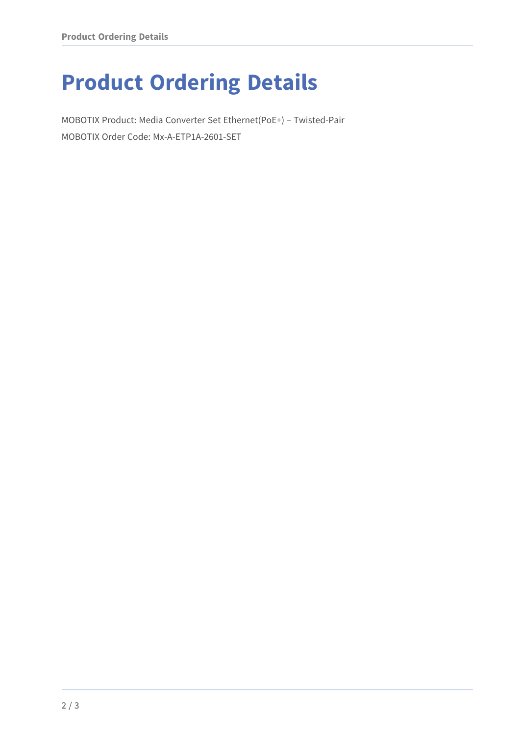# Product Ordering Details

MOBOTIX Product: Media Converter Set Ethernet(PoE+) – Twisted-Pair

MOBOTIX Order Code: Mx-A-ETP1A-2601-SET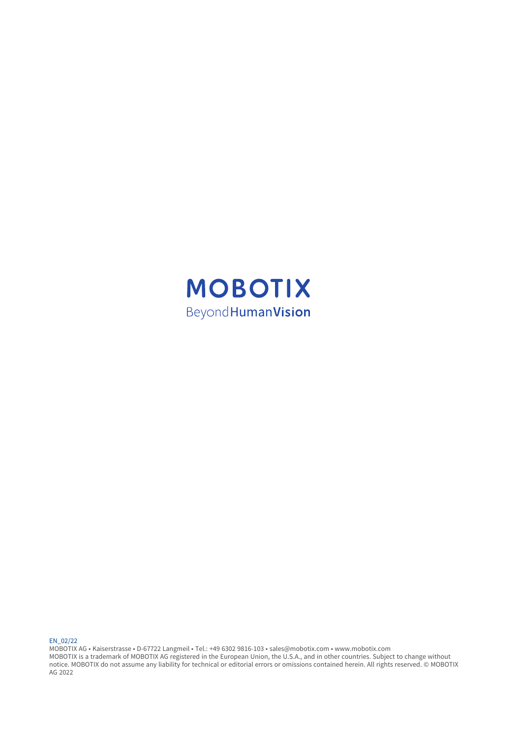MOBOTIX

Beyond Human Vision

EN_02/22

MOBOTIX AG • Kaiserstrasse • D-67722 Langmeil • Tel.: +49 6302 9816-103 • sales@mobotix.com • www.mobotix.com

MOBOTIX is a trademark of MOBOTIX AG registered in the European Union, the U.S.A., and in other countries. Subject to change without notice. MOBOTIX do not assume any liability for technical or editorial errors or omissions contained herein. All rights reserved. © MOBOTIX AG 2022